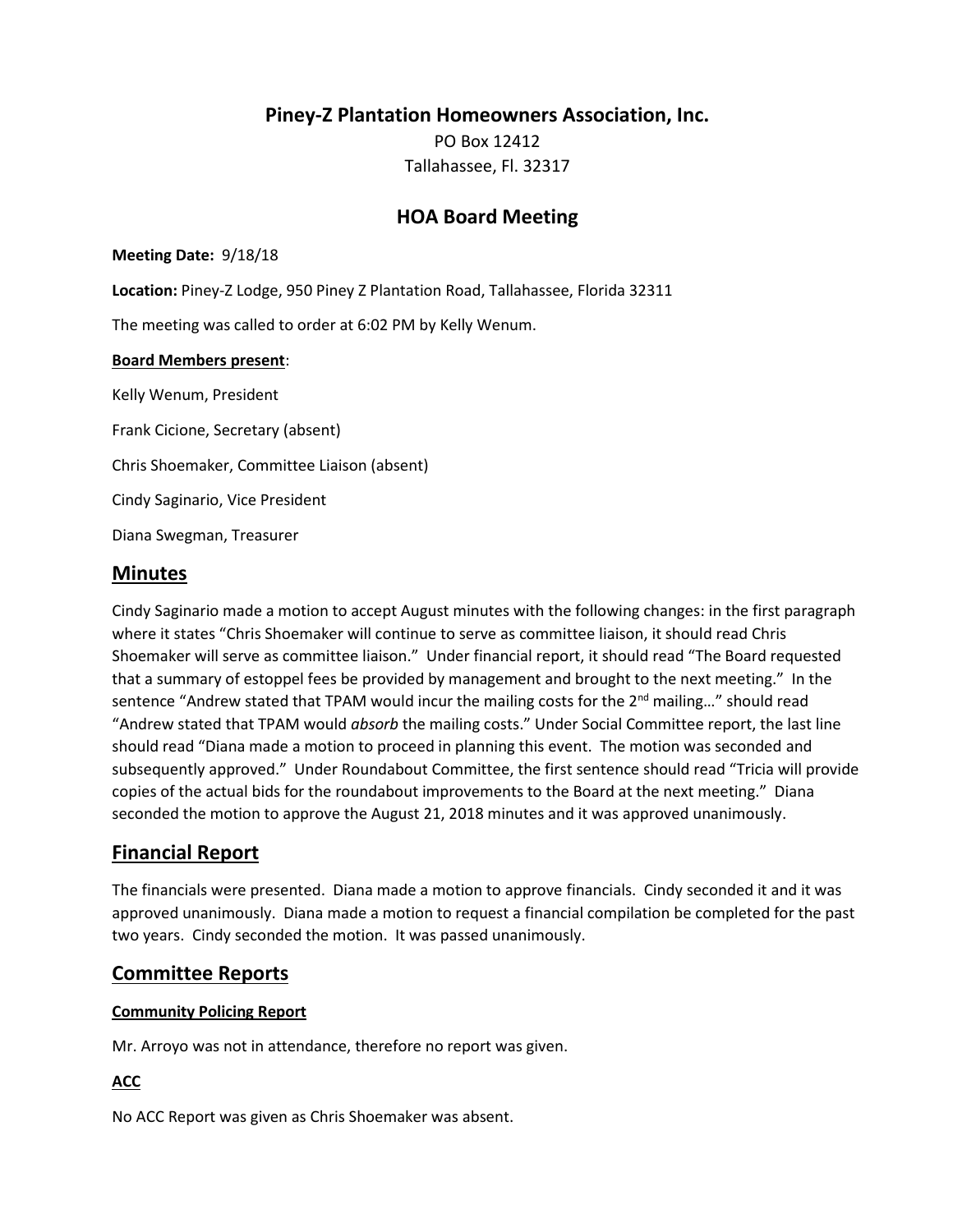# Piney-Z Plantation Homeowners Association, Inc.

PO Box 12412
Tallahassee, Fl. 32317

## HOA Board Meeting

**Meeting Date:** 9/18/18

**Location:** Piney-Z Lodge, 950 Piney Z Plantation Road, Tallahassee, Florida 32311

The meeting was called to order at 6:02 PM by Kelly Wenum.

**Board Members present**:

Kelly Wenum, President

Frank Cicione, Secretary (absent)

Chris Shoemaker, Committee Liaison (absent)

Cindy Saginario, Vice President

Diana Swegman, Treasurer

## Minutes

Cindy Saginario made a motion to accept August minutes with the following changes: in the first paragraph where it states "Chris Shoemaker will continue to serve as committee liaison, it should read Chris Shoemaker will serve as committee liaison." Under financial report, it should read "The Board requested that a summary of estoppel fees be provided by management and brought to the next meeting." In the sentence "Andrew stated that TPAM would incur the mailing costs for the 2nd mailing…" should read "Andrew stated that TPAM would *absorb* the mailing costs." Under Social Committee report, the last line should read "Diana made a motion to proceed in planning this event. The motion was seconded and subsequently approved." Under Roundabout Committee, the first sentence should read "Tricia will provide copies of the actual bids for the roundabout improvements to the Board at the next meeting." Diana seconded the motion to approve the August 21, 2018 minutes and it was approved unanimously.

## Financial Report

The financials were presented. Diana made a motion to approve financials. Cindy seconded it and it was approved unanimously. Diana made a motion to request a financial compilation be completed for the past two years. Cindy seconded the motion. It was passed unanimously.

## Committee Reports

### Community Policing Report

Mr. Arroyo was not in attendance, therefore no report was given.

### ACC

No ACC Report was given as Chris Shoemaker was absent.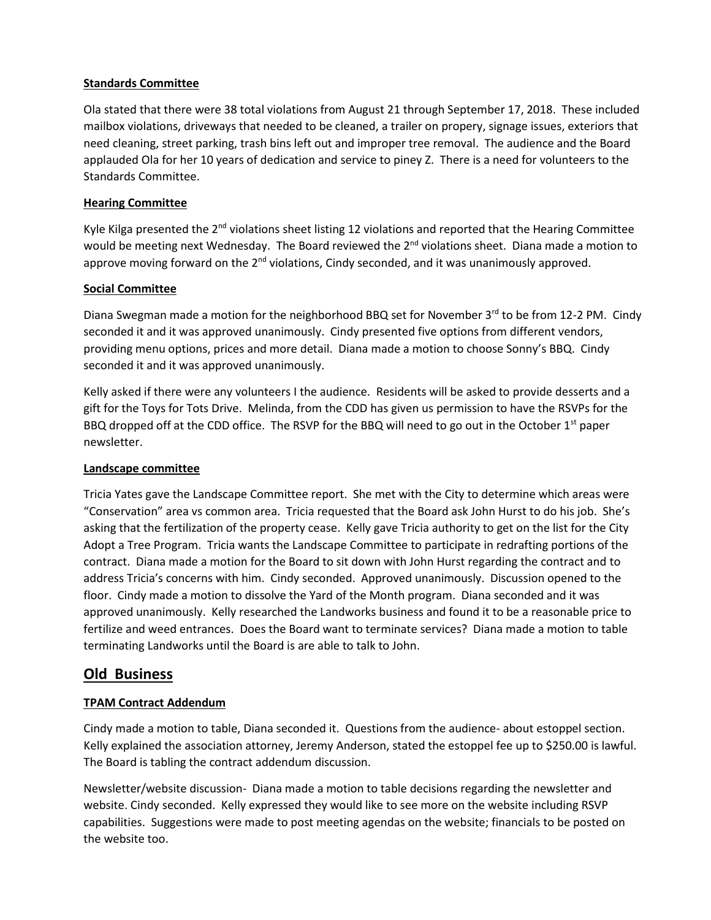**Standards Committee**

Ola stated that there were 38 total violations from August 21 through September 17, 2018. These included mailbox violations, driveways that needed to be cleaned, a trailer on propery, signage issues, exteriors that need cleaning, street parking, trash bins left out and improper tree removal. The audience and the Board applauded Ola for her 10 years of dedication and service to piney Z. There is a need for volunteers to the Standards Committee.

**Hearing Committee**

Kyle Kilga presented the 2nd violations sheet listing 12 violations and reported that the Hearing Committee would be meeting next Wednesday. The Board reviewed the 2nd violations sheet. Diana made a motion to approve moving forward on the 2nd violations, Cindy seconded, and it was unanimously approved.

**Social Committee**

Diana Swegman made a motion for the neighborhood BBQ set for November 3rd to be from 12-2 PM. Cindy seconded it and it was approved unanimously. Cindy presented five options from different vendors, providing menu options, prices and more detail. Diana made a motion to choose Sonny's BBQ. Cindy seconded it and it was approved unanimously.

Kelly asked if there were any volunteers I the audience. Residents will be asked to provide desserts and a gift for the Toys for Tots Drive. Melinda, from the CDD has given us permission to have the RSVPs for the BBQ dropped off at the CDD office. The RSVP for the BBQ will need to go out in the October 1st paper newsletter.

**Landscape committee**

Tricia Yates gave the Landscape Committee report. She met with the City to determine which areas were "Conservation" area vs common area. Tricia requested that the Board ask John Hurst to do his job. She's asking that the fertilization of the property cease. Kelly gave Tricia authority to get on the list for the City Adopt a Tree Program. Tricia wants the Landscape Committee to participate in redrafting portions of the contract. Diana made a motion for the Board to sit down with John Hurst regarding the contract and to address Tricia's concerns with him. Cindy seconded. Approved unanimously. Discussion opened to the floor. Cindy made a motion to dissolve the Yard of the Month program. Diana seconded and it was approved unanimously. Kelly researched the Landworks business and found it to be a reasonable price to fertilize and weed entrances. Does the Board want to terminate services? Diana made a motion to table terminating Landworks until the Board is are able to talk to John.

## Old Business

**TPAM Contract Addendum**

Cindy made a motion to table, Diana seconded it. Questions from the audience- about estoppel section. Kelly explained the association attorney, Jeremy Anderson, stated the estoppel fee up to $250.00 is lawful. The Board is tabling the contract addendum discussion.

Newsletter/website discussion- Diana made a motion to table decisions regarding the newsletter and website. Cindy seconded. Kelly expressed they would like to see more on the website including RSVP capabilities. Suggestions were made to post meeting agendas on the website; financials to be posted on the website too.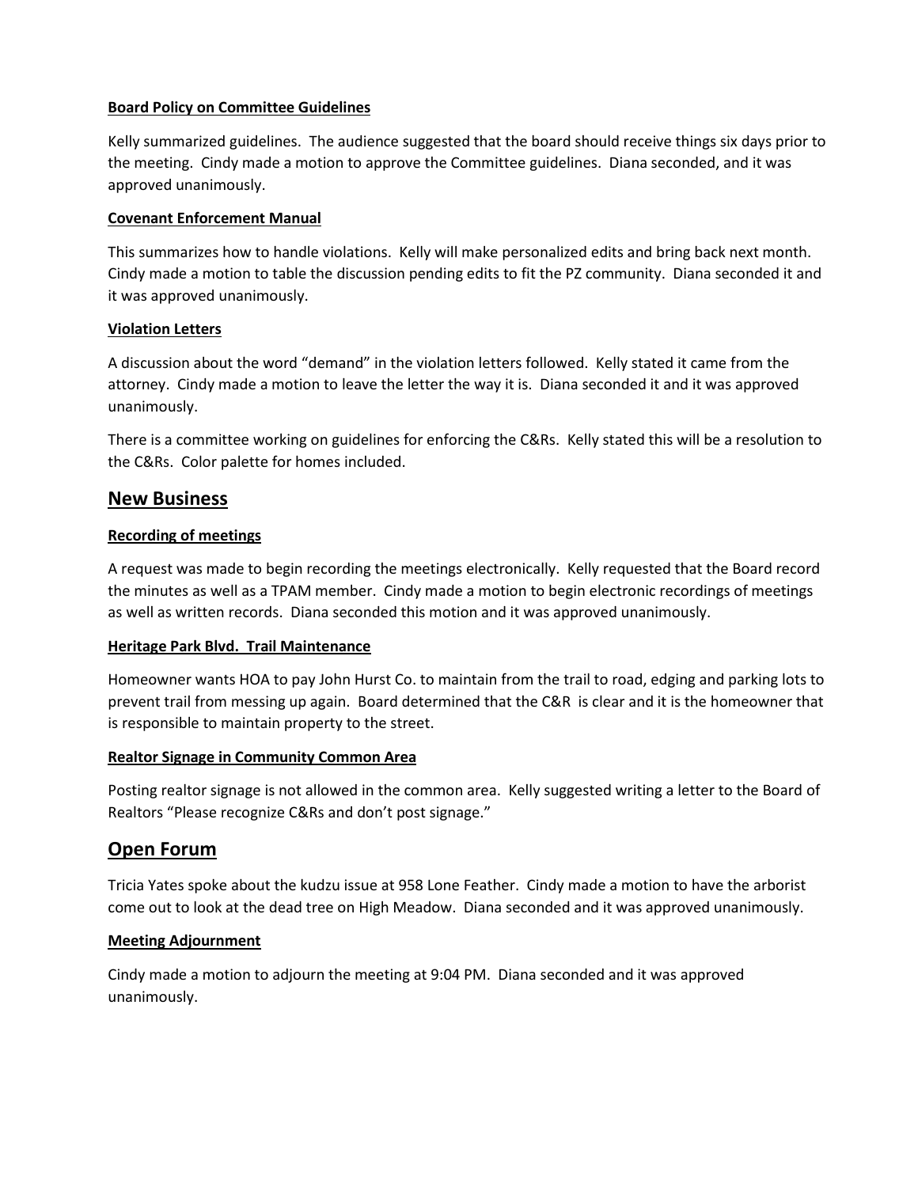**Board Policy on Committee Guidelines**

Kelly summarized guidelines. The audience suggested that the board should receive things six days prior to the meeting. Cindy made a motion to approve the Committee guidelines. Diana seconded, and it was approved unanimously.

**Covenant Enforcement Manual**

This summarizes how to handle violations. Kelly will make personalized edits and bring back next month. Cindy made a motion to table the discussion pending edits to fit the PZ community. Diana seconded it and it was approved unanimously.

**Violation Letters**

A discussion about the word "demand" in the violation letters followed. Kelly stated it came from the attorney. Cindy made a motion to leave the letter the way it is. Diana seconded it and it was approved unanimously.

There is a committee working on guidelines for enforcing the C&Rs. Kelly stated this will be a resolution to the C&Rs. Color palette for homes included.

## New Business

**Recording of meetings**

A request was made to begin recording the meetings electronically. Kelly requested that the Board record the minutes as well as a TPAM member. Cindy made a motion to begin electronic recordings of meetings as well as written records. Diana seconded this motion and it was approved unanimously.

**Heritage Park Blvd. Trail Maintenance**

Homeowner wants HOA to pay John Hurst Co. to maintain from the trail to road, edging and parking lots to prevent trail from messing up again. Board determined that the C&R is clear and it is the homeowner that is responsible to maintain property to the street.

**Realtor Signage in Community Common Area**

Posting realtor signage is not allowed in the common area. Kelly suggested writing a letter to the Board of Realtors "Please recognize C&Rs and don't post signage."

## Open Forum

Tricia Yates spoke about the kudzu issue at 958 Lone Feather. Cindy made a motion to have the arborist come out to look at the dead tree on High Meadow. Diana seconded and it was approved unanimously.

**Meeting Adjournment**

Cindy made a motion to adjourn the meeting at 9:04 PM. Diana seconded and it was approved unanimously.